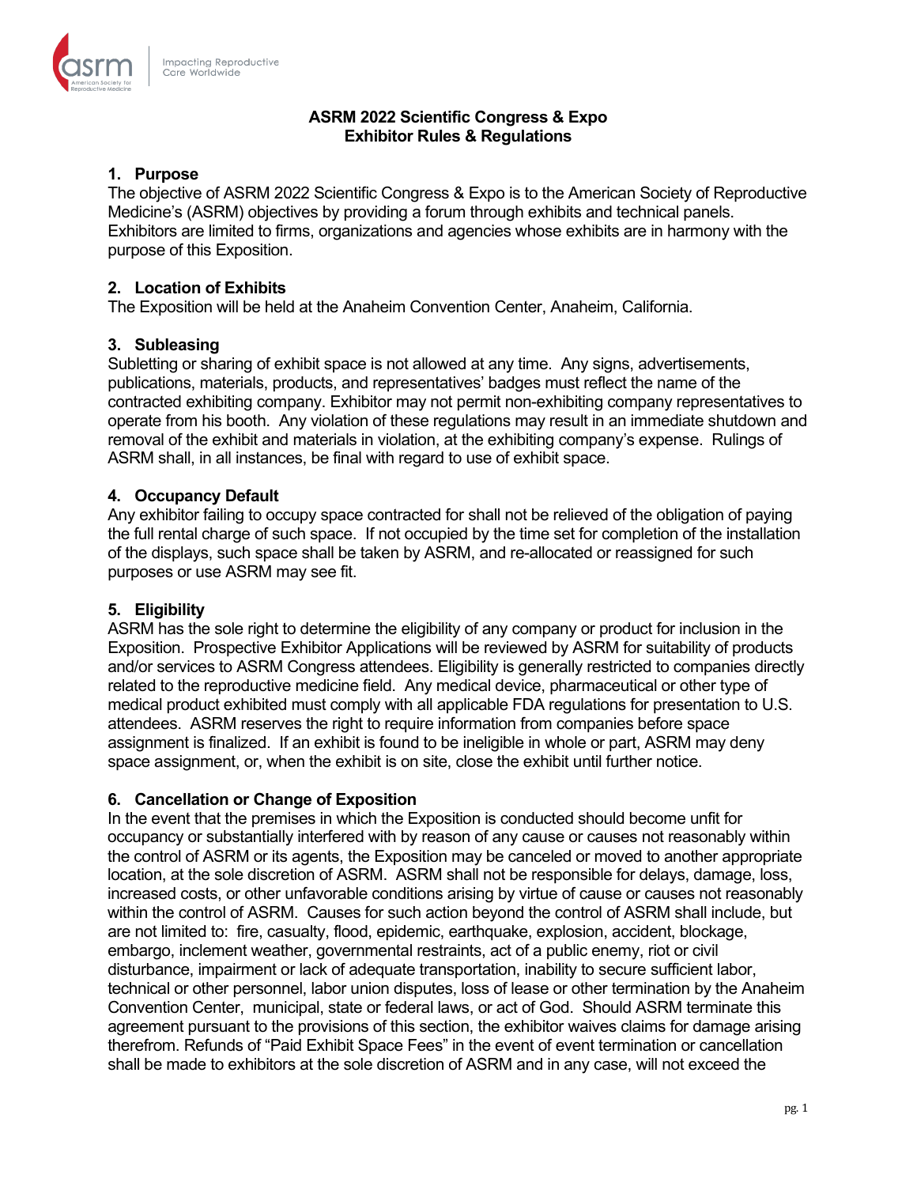# ASRM 2022 Scientific Congress & Expo
# Exhibitor Rules & Regulations

## 1. Purpose

The objective of ASRM 2022 Scientific Congress & Expo is to the American Society of Reproductive Medicine's (ASRM) objectives by providing a forum through exhibits and technical panels. Exhibitors are limited to firms, organizations and agencies whose exhibits are in harmony with the purpose of this Exposition.

## 2. Location of Exhibits

The Exposition will be held at the Anaheim Convention Center, Anaheim, California.

## 3. Subleasing

Subletting or sharing of exhibit space is not allowed at any time. Any signs, advertisements, publications, materials, products, and representatives' badges must reflect the name of the contracted exhibiting company. Exhibitor may not permit non-exhibiting company representatives to operate from his booth. Any violation of these regulations may result in an immediate shutdown and removal of the exhibit and materials in violation, at the exhibiting company's expense. Rulings of ASRM shall, in all instances, be final with regard to use of exhibit space.

## 4. Occupancy Default

Any exhibitor failing to occupy space contracted for shall not be relieved of the obligation of paying the full rental charge of such space. If not occupied by the time set for completion of the installation of the displays, such space shall be taken by ASRM, and re-allocated or reassigned for such purposes or use ASRM may see fit.

## 5. Eligibility

ASRM has the sole right to determine the eligibility of any company or product for inclusion in the Exposition. Prospective Exhibitor Applications will be reviewed by ASRM for suitability of products and/or services to ASRM Congress attendees. Eligibility is generally restricted to companies directly related to the reproductive medicine field. Any medical device, pharmaceutical or other type of medical product exhibited must comply with all applicable FDA regulations for presentation to U.S. attendees. ASRM reserves the right to require information from companies before space assignment is finalized. If an exhibit is found to be ineligible in whole or part, ASRM may deny space assignment, or, when the exhibit is on site, close the exhibit until further notice.

## 6. Cancellation or Change of Exposition

In the event that the premises in which the Exposition is conducted should become unfit for occupancy or substantially interfered with by reason of any cause or causes not reasonably within the control of ASRM or its agents, the Exposition may be canceled or moved to another appropriate location, at the sole discretion of ASRM. ASRM shall not be responsible for delays, damage, loss, increased costs, or other unfavorable conditions arising by virtue of cause or causes not reasonably within the control of ASRM. Causes for such action beyond the control of ASRM shall include, but are not limited to: fire, casualty, flood, epidemic, earthquake, explosion, accident, blockage, embargo, inclement weather, governmental restraints, act of a public enemy, riot or civil disturbance, impairment or lack of adequate transportation, inability to secure sufficient labor, technical or other personnel, labor union disputes, loss of lease or other termination by the Anaheim Convention Center, municipal, state or federal laws, or act of God. Should ASRM terminate this agreement pursuant to the provisions of this section, the exhibitor waives claims for damage arising therefrom. Refunds of "Paid Exhibit Space Fees" in the event of event termination or cancellation shall be made to exhibitors at the sole discretion of ASRM and in any case, will not exceed the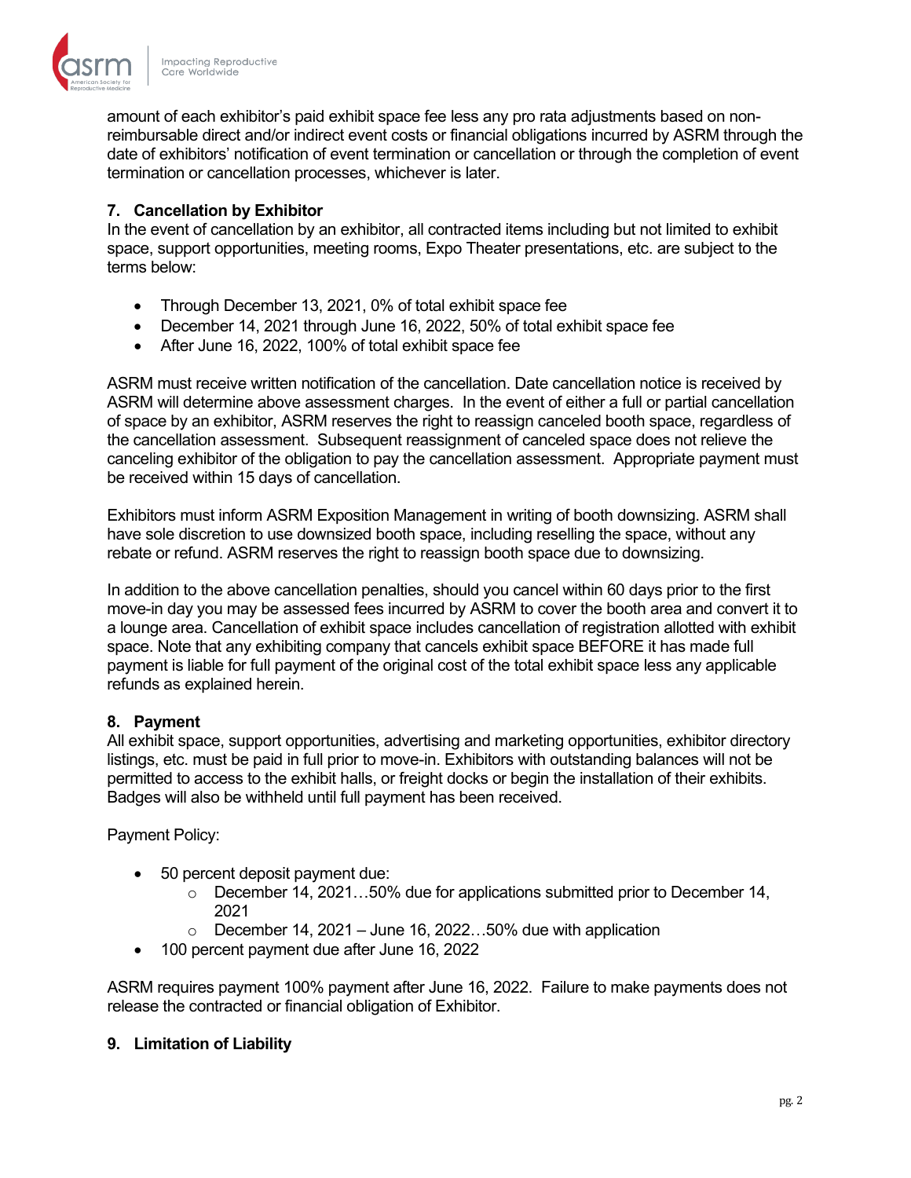amount of each exhibitor's paid exhibit space fee less any pro rata adjustments based on non-reimbursable direct and/or indirect event costs or financial obligations incurred by ASRM through the date of exhibitors' notification of event termination or cancellation or through the completion of event termination or cancellation processes, whichever is later.

### 7. Cancellation by Exhibitor

In the event of cancellation by an exhibitor, all contracted items including but not limited to exhibit space, support opportunities, meeting rooms, Expo Theater presentations, etc. are subject to the terms below:

- Through December 13, 2021, 0% of total exhibit space fee
- December 14, 2021 through June 16, 2022, 50% of total exhibit space fee
- After June 16, 2022, 100% of total exhibit space fee

ASRM must receive written notification of the cancellation. Date cancellation notice is received by ASRM will determine above assessment charges. In the event of either a full or partial cancellation of space by an exhibitor, ASRM reserves the right to reassign canceled booth space, regardless of the cancellation assessment. Subsequent reassignment of canceled space does not relieve the canceling exhibitor of the obligation to pay the cancellation assessment. Appropriate payment must be received within 15 days of cancellation.

Exhibitors must inform ASRM Exposition Management in writing of booth downsizing. ASRM shall have sole discretion to use downsized booth space, including reselling the space, without any rebate or refund. ASRM reserves the right to reassign booth space due to downsizing.

In addition to the above cancellation penalties, should you cancel within 60 days prior to the first move-in day you may be assessed fees incurred by ASRM to cover the booth area and convert it to a lounge area. Cancellation of exhibit space includes cancellation of registration allotted with exhibit space. Note that any exhibiting company that cancels exhibit space BEFORE it has made full payment is liable for full payment of the original cost of the total exhibit space less any applicable refunds as explained herein.

### 8. Payment

All exhibit space, support opportunities, advertising and marketing opportunities, exhibitor directory listings, etc. must be paid in full prior to move-in. Exhibitors with outstanding balances will not be permitted to access to the exhibit halls, or freight docks or begin the installation of their exhibits. Badges will also be withheld until full payment has been received.

Payment Policy:

- 50 percent deposit payment due:
  - December 14, 2021…50% due for applications submitted prior to December 14, 2021
  - December 14, 2021 – June 16, 2022…50% due with application
- 100 percent payment due after June 16, 2022

ASRM requires payment 100% payment after June 16, 2022. Failure to make payments does not release the contracted or financial obligation of Exhibitor.

### 9. Limitation of Liability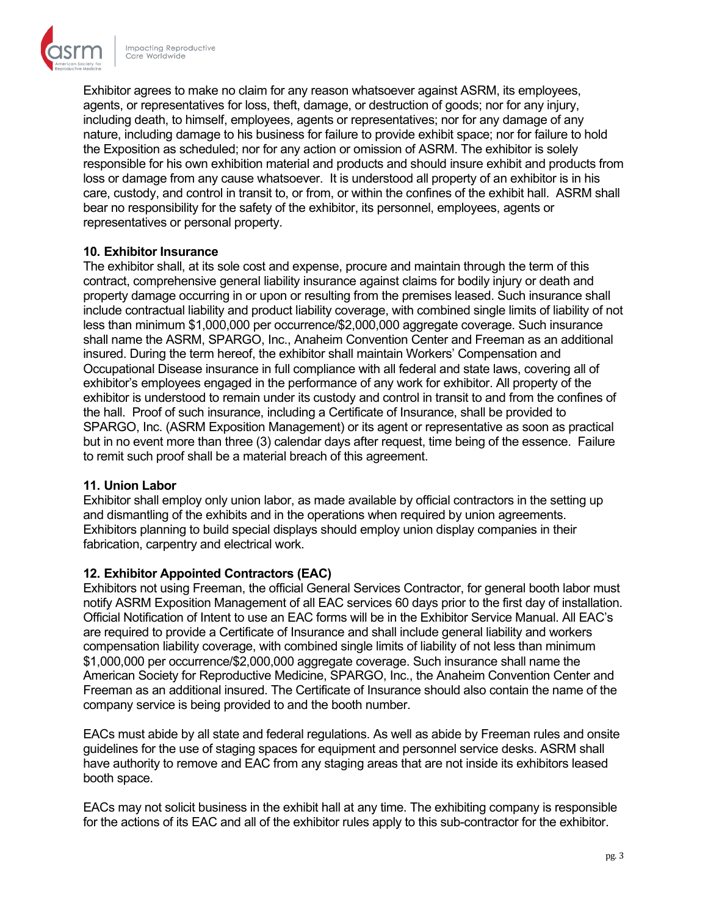Exhibitor agrees to make no claim for any reason whatsoever against ASRM, its employees, agents, or representatives for loss, theft, damage, or destruction of goods; nor for any injury, including death, to himself, employees, agents or representatives; nor for any damage of any nature, including damage to his business for failure to provide exhibit space; nor for failure to hold the Exposition as scheduled; nor for any action or omission of ASRM. The exhibitor is solely responsible for his own exhibition material and products and should insure exhibit and products from loss or damage from any cause whatsoever. It is understood all property of an exhibitor is in his care, custody, and control in transit to, or from, or within the confines of the exhibit hall. ASRM shall bear no responsibility for the safety of the exhibitor, its personnel, employees, agents or representatives or personal property.

**10. Exhibitor Insurance**
The exhibitor shall, at its sole cost and expense, procure and maintain through the term of this contract, comprehensive general liability insurance against claims for bodily injury or death and property damage occurring in or upon or resulting from the premises leased. Such insurance shall include contractual liability and product liability coverage, with combined single limits of liability of not less than minimum $1,000,000 per occurrence/$2,000,000 aggregate coverage. Such insurance shall name the ASRM, SPARGO, Inc., Anaheim Convention Center and Freeman as an additional insured. During the term hereof, the exhibitor shall maintain Workers' Compensation and Occupational Disease insurance in full compliance with all federal and state laws, covering all of exhibitor's employees engaged in the performance of any work for exhibitor. All property of the exhibitor is understood to remain under its custody and control in transit to and from the confines of the hall. Proof of such insurance, including a Certificate of Insurance, shall be provided to SPARGO, Inc. (ASRM Exposition Management) or its agent or representative as soon as practical but in no event more than three (3) calendar days after request, time being of the essence. Failure to remit such proof shall be a material breach of this agreement.

**11. Union Labor**
Exhibitor shall employ only union labor, as made available by official contractors in the setting up and dismantling of the exhibits and in the operations when required by union agreements. Exhibitors planning to build special displays should employ union display companies in their fabrication, carpentry and electrical work.

**12. Exhibitor Appointed Contractors (EAC)**
Exhibitors not using Freeman, the official General Services Contractor, for general booth labor must notify ASRM Exposition Management of all EAC services 60 days prior to the first day of installation. Official Notification of Intent to use an EAC forms will be in the Exhibitor Service Manual. All EAC's are required to provide a Certificate of Insurance and shall include general liability and workers compensation liability coverage, with combined single limits of liability of not less than minimum $1,000,000 per occurrence/$2,000,000 aggregate coverage. Such insurance shall name the American Society for Reproductive Medicine, SPARGO, Inc., the Anaheim Convention Center and Freeman as an additional insured. The Certificate of Insurance should also contain the name of the company service is being provided to and the booth number.

EACs must abide by all state and federal regulations. As well as abide by Freeman rules and onsite guidelines for the use of staging spaces for equipment and personnel service desks. ASRM shall have authority to remove and EAC from any staging areas that are not inside its exhibitors leased booth space.

EACs may not solicit business in the exhibit hall at any time. The exhibiting company is responsible for the actions of its EAC and all of the exhibitor rules apply to this sub-contractor for the exhibitor.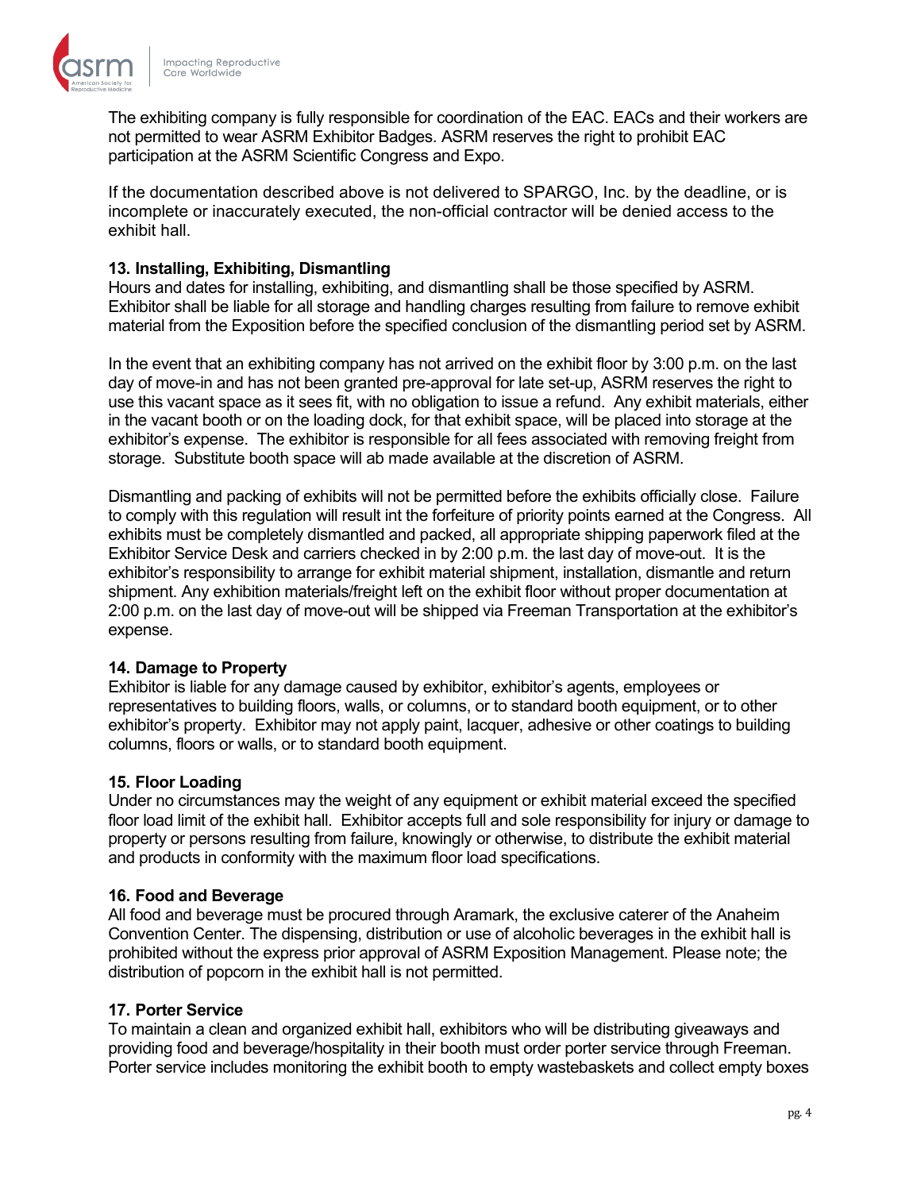The exhibiting company is fully responsible for coordination of the EAC. EACs and their workers are not permitted to wear ASRM Exhibitor Badges. ASRM reserves the right to prohibit EAC participation at the ASRM Scientific Congress and Expo.

If the documentation described above is not delivered to SPARGO, Inc. by the deadline, or is incomplete or inaccurately executed, the non-official contractor will be denied access to the exhibit hall.

**13. Installing, Exhibiting, Dismantling**
Hours and dates for installing, exhibiting, and dismantling shall be those specified by ASRM. Exhibitor shall be liable for all storage and handling charges resulting from failure to remove exhibit material from the Exposition before the specified conclusion of the dismantling period set by ASRM.

In the event that an exhibiting company has not arrived on the exhibit floor by 3:00 p.m. on the last day of move-in and has not been granted pre-approval for late set-up, ASRM reserves the right to use this vacant space as it sees fit, with no obligation to issue a refund. Any exhibit materials, either in the vacant booth or on the loading dock, for that exhibit space, will be placed into storage at the exhibitor's expense. The exhibitor is responsible for all fees associated with removing freight from storage. Substitute booth space will ab made available at the discretion of ASRM.

Dismantling and packing of exhibits will not be permitted before the exhibits officially close. Failure to comply with this regulation will result int the forfeiture of priority points earned at the Congress. All exhibits must be completely dismantled and packed, all appropriate shipping paperwork filed at the Exhibitor Service Desk and carriers checked in by 2:00 p.m. the last day of move-out. It is the exhibitor's responsibility to arrange for exhibit material shipment, installation, dismantle and return shipment. Any exhibition materials/freight left on the exhibit floor without proper documentation at 2:00 p.m. on the last day of move-out will be shipped via Freeman Transportation at the exhibitor's expense.

**14. Damage to Property**
Exhibitor is liable for any damage caused by exhibitor, exhibitor's agents, employees or representatives to building floors, walls, or columns, or to standard booth equipment, or to other exhibitor's property. Exhibitor may not apply paint, lacquer, adhesive or other coatings to building columns, floors or walls, or to standard booth equipment.

**15. Floor Loading**
Under no circumstances may the weight of any equipment or exhibit material exceed the specified floor load limit of the exhibit hall. Exhibitor accepts full and sole responsibility for injury or damage to property or persons resulting from failure, knowingly or otherwise, to distribute the exhibit material and products in conformity with the maximum floor load specifications.

**16. Food and Beverage**
All food and beverage must be procured through Aramark, the exclusive caterer of the Anaheim Convention Center. The dispensing, distribution or use of alcoholic beverages in the exhibit hall is prohibited without the express prior approval of ASRM Exposition Management. Please note; the distribution of popcorn in the exhibit hall is not permitted.

**17. Porter Service**
To maintain a clean and organized exhibit hall, exhibitors who will be distributing giveaways and providing food and beverage/hospitality in their booth must order porter service through Freeman. Porter service includes monitoring the exhibit booth to empty wastebaskets and collect empty boxes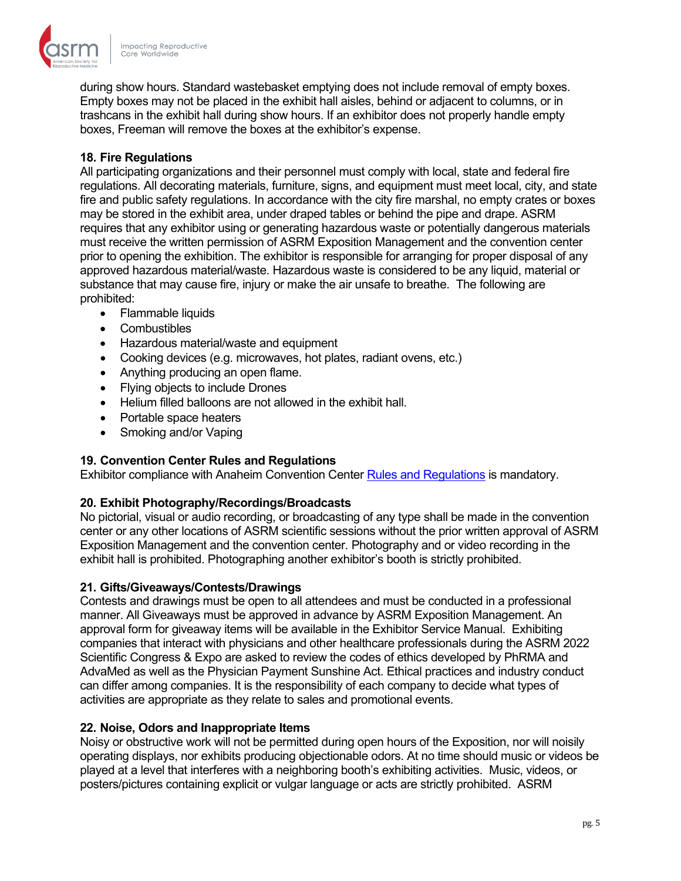during show hours. Standard wastebasket emptying does not include removal of empty boxes. Empty boxes may not be placed in the exhibit hall aisles, behind or adjacent to columns, or in trashcans in the exhibit hall during show hours. If an exhibitor does not properly handle empty boxes, Freeman will remove the boxes at the exhibitor's expense.

**18. Fire Regulations**

All participating organizations and their personnel must comply with local, state and federal fire regulations. All decorating materials, furniture, signs, and equipment must meet local, city, and state fire and public safety regulations. In accordance with the city fire marshal, no empty crates or boxes may be stored in the exhibit area, under draped tables or behind the pipe and drape. ASRM requires that any exhibitor using or generating hazardous waste or potentially dangerous materials must receive the written permission of ASRM Exposition Management and the convention center prior to opening the exhibition. The exhibitor is responsible for arranging for proper disposal of any approved hazardous material/waste. Hazardous waste is considered to be any liquid, material or substance that may cause fire, injury or make the air unsafe to breathe. The following are prohibited:

- Flammable liquids
- Combustibles
- Hazardous material/waste and equipment
- Cooking devices (e.g. microwaves, hot plates, radiant ovens, etc.)
- Anything producing an open flame.
- Flying objects to include Drones
- Helium filled balloons are not allowed in the exhibit hall.
- Portable space heaters
- Smoking and/or Vaping

**19. Convention Center Rules and Regulations**

Exhibitor compliance with Anaheim Convention Center Rules and Regulations is mandatory.

**20. Exhibit Photography/Recordings/Broadcasts**

No pictorial, visual or audio recording, or broadcasting of any type shall be made in the convention center or any other locations of ASRM scientific sessions without the prior written approval of ASRM Exposition Management and the convention center. Photography and or video recording in the exhibit hall is prohibited. Photographing another exhibitor's booth is strictly prohibited.

**21. Gifts/Giveaways/Contests/Drawings**

Contests and drawings must be open to all attendees and must be conducted in a professional manner. All Giveaways must be approved in advance by ASRM Exposition Management. An approval form for giveaway items will be available in the Exhibitor Service Manual. Exhibiting companies that interact with physicians and other healthcare professionals during the ASRM 2022 Scientific Congress & Expo are asked to review the codes of ethics developed by PhRMA and AdvaMed as well as the Physician Payment Sunshine Act. Ethical practices and industry conduct can differ among companies. It is the responsibility of each company to decide what types of activities are appropriate as they relate to sales and promotional events.

**22. Noise, Odors and Inappropriate Items**

Noisy or obstructive work will not be permitted during open hours of the Exposition, nor will noisily operating displays, nor exhibits producing objectionable odors. At no time should music or videos be played at a level that interferes with a neighboring booth's exhibiting activities. Music, videos, or posters/pictures containing explicit or vulgar language or acts are strictly prohibited. ASRM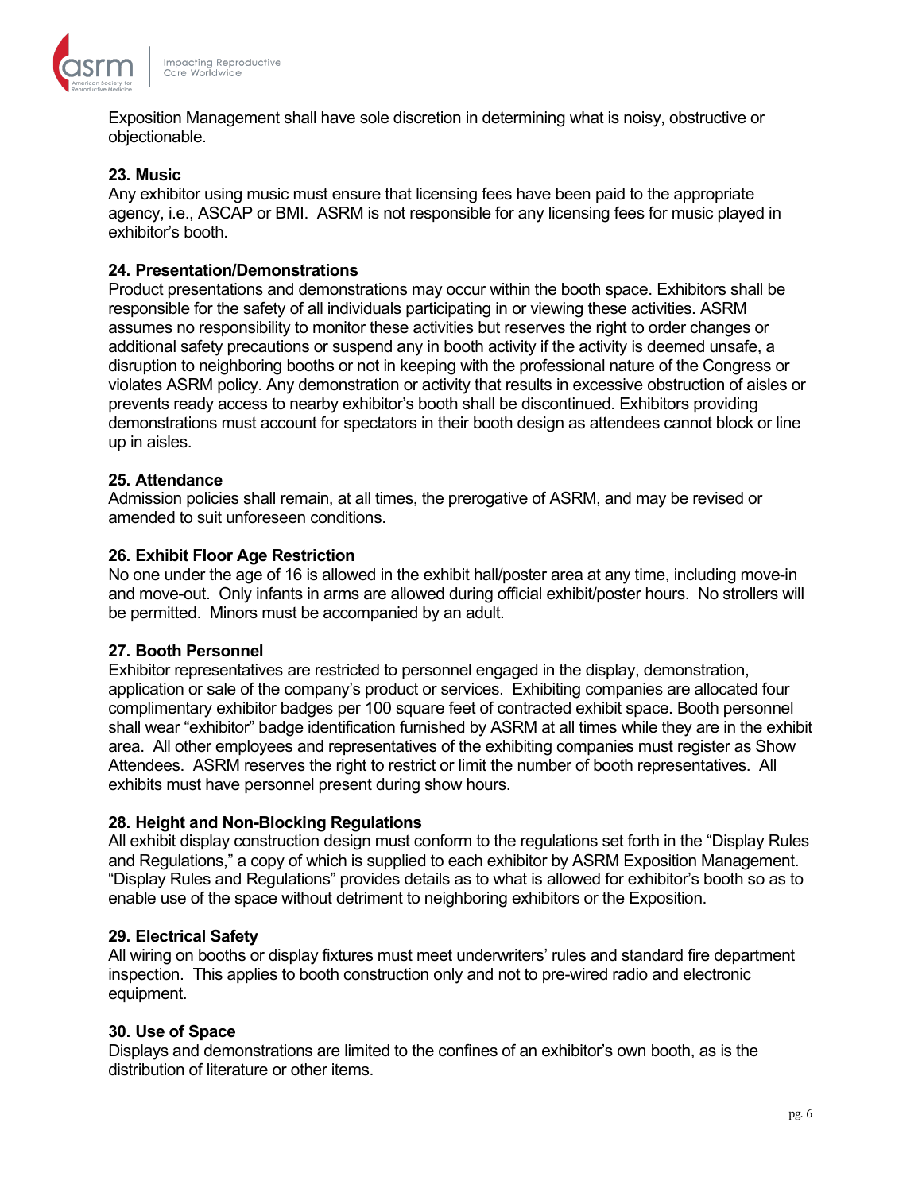Exposition Management shall have sole discretion in determining what is noisy, obstructive or objectionable.

### 23. Music

Any exhibitor using music must ensure that licensing fees have been paid to the appropriate agency, i.e., ASCAP or BMI. ASRM is not responsible for any licensing fees for music played in exhibitor's booth.

### 24. Presentation/Demonstrations

Product presentations and demonstrations may occur within the booth space. Exhibitors shall be responsible for the safety of all individuals participating in or viewing these activities. ASRM assumes no responsibility to monitor these activities but reserves the right to order changes or additional safety precautions or suspend any in booth activity if the activity is deemed unsafe, a disruption to neighboring booths or not in keeping with the professional nature of the Congress or violates ASRM policy. Any demonstration or activity that results in excessive obstruction of aisles or prevents ready access to nearby exhibitor's booth shall be discontinued. Exhibitors providing demonstrations must account for spectators in their booth design as attendees cannot block or line up in aisles.

### 25. Attendance

Admission policies shall remain, at all times, the prerogative of ASRM, and may be revised or amended to suit unforeseen conditions.

### 26. Exhibit Floor Age Restriction

No one under the age of 16 is allowed in the exhibit hall/poster area at any time, including move-in and move-out. Only infants in arms are allowed during official exhibit/poster hours. No strollers will be permitted. Minors must be accompanied by an adult.

### 27. Booth Personnel

Exhibitor representatives are restricted to personnel engaged in the display, demonstration, application or sale of the company's product or services. Exhibiting companies are allocated four complimentary exhibitor badges per 100 square feet of contracted exhibit space. Booth personnel shall wear "exhibitor" badge identification furnished by ASRM at all times while they are in the exhibit area. All other employees and representatives of the exhibiting companies must register as Show Attendees. ASRM reserves the right to restrict or limit the number of booth representatives. All exhibits must have personnel present during show hours.

### 28. Height and Non-Blocking Regulations

All exhibit display construction design must conform to the regulations set forth in the "Display Rules and Regulations," a copy of which is supplied to each exhibitor by ASRM Exposition Management. "Display Rules and Regulations" provides details as to what is allowed for exhibitor's booth so as to enable use of the space without detriment to neighboring exhibitors or the Exposition.

### 29. Electrical Safety

All wiring on booths or display fixtures must meet underwriters' rules and standard fire department inspection. This applies to booth construction only and not to pre-wired radio and electronic equipment.

### 30. Use of Space

Displays and demonstrations are limited to the confines of an exhibitor's own booth, as is the distribution of literature or other items.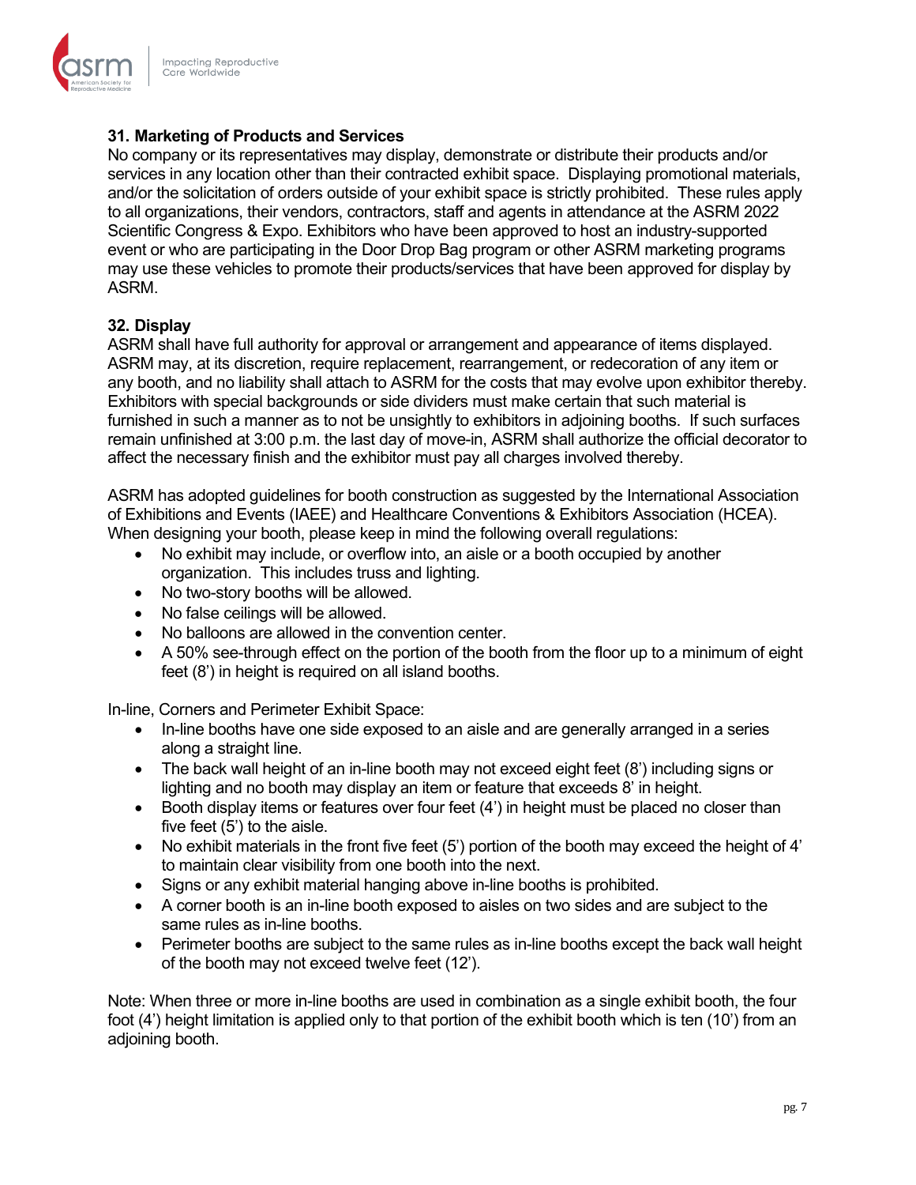**31. Marketing of Products and Services**

No company or its representatives may display, demonstrate or distribute their products and/or services in any location other than their contracted exhibit space. Displaying promotional materials, and/or the solicitation of orders outside of your exhibit space is strictly prohibited. These rules apply to all organizations, their vendors, contractors, staff and agents in attendance at the ASRM 2022 Scientific Congress & Expo. Exhibitors who have been approved to host an industry-supported event or who are participating in the Door Drop Bag program or other ASRM marketing programs may use these vehicles to promote their products/services that have been approved for display by ASRM.

**32. Display**

ASRM shall have full authority for approval or arrangement and appearance of items displayed. ASRM may, at its discretion, require replacement, rearrangement, or redecoration of any item or any booth, and no liability shall attach to ASRM for the costs that may evolve upon exhibitor thereby. Exhibitors with special backgrounds or side dividers must make certain that such material is furnished in such a manner as to not be unsightly to exhibitors in adjoining booths. If such surfaces remain unfinished at 3:00 p.m. the last day of move-in, ASRM shall authorize the official decorator to affect the necessary finish and the exhibitor must pay all charges involved thereby.

ASRM has adopted guidelines for booth construction as suggested by the International Association of Exhibitions and Events (IAEE) and Healthcare Conventions & Exhibitors Association (HCEA). When designing your booth, please keep in mind the following overall regulations:

- No exhibit may include, or overflow into, an aisle or a booth occupied by another organization. This includes truss and lighting.
- No two-story booths will be allowed.
- No false ceilings will be allowed.
- No balloons are allowed in the convention center.
- A 50% see-through effect on the portion of the booth from the floor up to a minimum of eight feet (8') in height is required on all island booths.

In-line, Corners and Perimeter Exhibit Space:

- In-line booths have one side exposed to an aisle and are generally arranged in a series along a straight line.
- The back wall height of an in-line booth may not exceed eight feet (8') including signs or lighting and no booth may display an item or feature that exceeds 8' in height.
- Booth display items or features over four feet (4') in height must be placed no closer than five feet (5') to the aisle.
- No exhibit materials in the front five feet (5') portion of the booth may exceed the height of 4' to maintain clear visibility from one booth into the next.
- Signs or any exhibit material hanging above in-line booths is prohibited.
- A corner booth is an in-line booth exposed to aisles on two sides and are subject to the same rules as in-line booths.
- Perimeter booths are subject to the same rules as in-line booths except the back wall height of the booth may not exceed twelve feet (12').

Note: When three or more in-line booths are used in combination as a single exhibit booth, the four foot (4') height limitation is applied only to that portion of the exhibit booth which is ten (10') from an adjoining booth.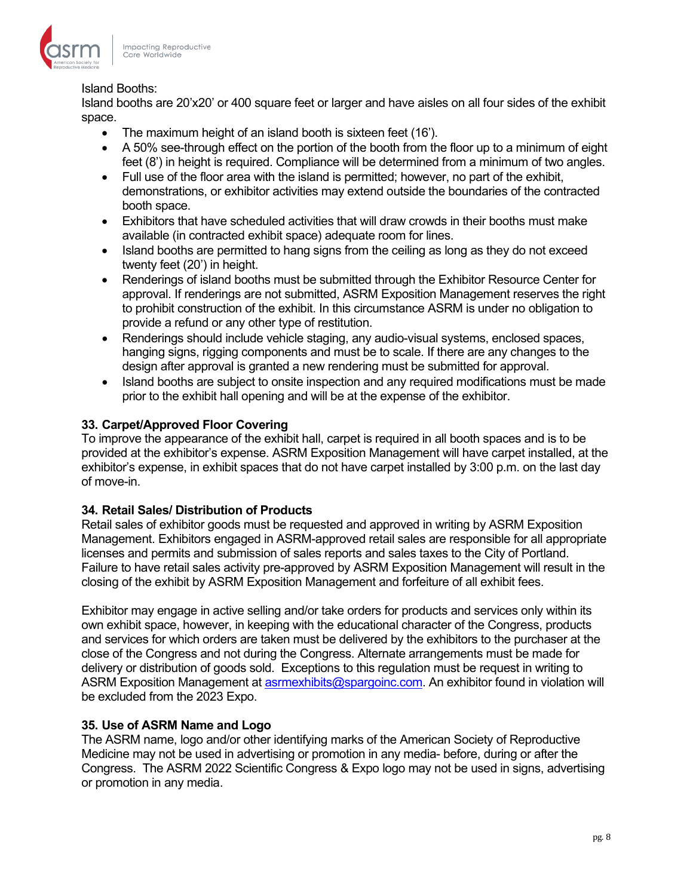Island Booths:

Island booths are 20'x20' or 400 square feet or larger and have aisles on all four sides of the exhibit space.

- The maximum height of an island booth is sixteen feet (16').
- A 50% see-through effect on the portion of the booth from the floor up to a minimum of eight feet (8') in height is required. Compliance will be determined from a minimum of two angles.
- Full use of the floor area with the island is permitted; however, no part of the exhibit, demonstrations, or exhibitor activities may extend outside the boundaries of the contracted booth space.
- Exhibitors that have scheduled activities that will draw crowds in their booths must make available (in contracted exhibit space) adequate room for lines.
- Island booths are permitted to hang signs from the ceiling as long as they do not exceed twenty feet (20') in height.
- Renderings of island booths must be submitted through the Exhibitor Resource Center for approval. If renderings are not submitted, ASRM Exposition Management reserves the right to prohibit construction of the exhibit. In this circumstance ASRM is under no obligation to provide a refund or any other type of restitution.
- Renderings should include vehicle staging, any audio-visual systems, enclosed spaces, hanging signs, rigging components and must be to scale. If there are any changes to the design after approval is granted a new rendering must be submitted for approval.
- Island booths are subject to onsite inspection and any required modifications must be made prior to the exhibit hall opening and will be at the expense of the exhibitor.

**33. Carpet/Approved Floor Covering**

To improve the appearance of the exhibit hall, carpet is required in all booth spaces and is to be provided at the exhibitor's expense. ASRM Exposition Management will have carpet installed, at the exhibitor's expense, in exhibit spaces that do not have carpet installed by 3:00 p.m. on the last day of move-in.

**34. Retail Sales/ Distribution of Products**

Retail sales of exhibitor goods must be requested and approved in writing by ASRM Exposition Management. Exhibitors engaged in ASRM-approved retail sales are responsible for all appropriate licenses and permits and submission of sales reports and sales taxes to the City of Portland. Failure to have retail sales activity pre-approved by ASRM Exposition Management will result in the closing of the exhibit by ASRM Exposition Management and forfeiture of all exhibit fees.

Exhibitor may engage in active selling and/or take orders for products and services only within its own exhibit space, however, in keeping with the educational character of the Congress, products and services for which orders are taken must be delivered by the exhibitors to the purchaser at the close of the Congress and not during the Congress. Alternate arrangements must be made for delivery or distribution of goods sold. Exceptions to this regulation must be request in writing to ASRM Exposition Management at asrmexhibits@spargoinc.com. An exhibitor found in violation will be excluded from the 2023 Expo.

**35. Use of ASRM Name and Logo**

The ASRM name, logo and/or other identifying marks of the American Society of Reproductive Medicine may not be used in advertising or promotion in any media- before, during or after the Congress. The ASRM 2022 Scientific Congress & Expo logo may not be used in signs, advertising or promotion in any media.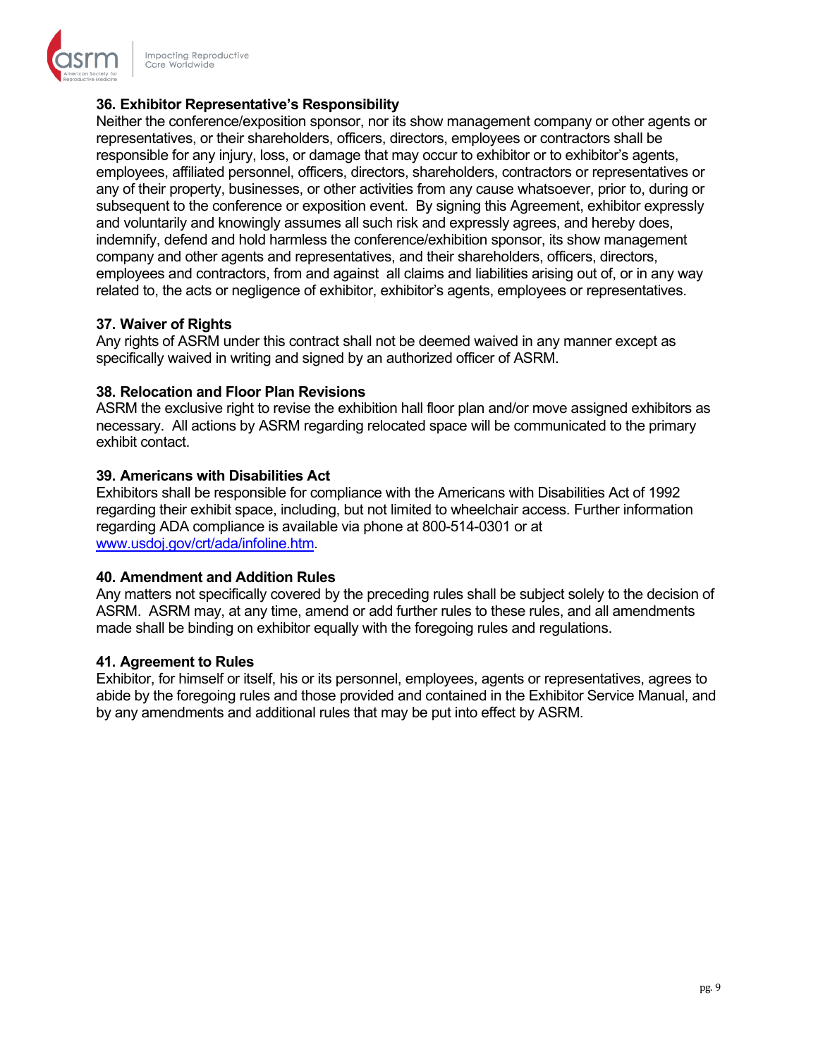### 36. Exhibitor Representative's Responsibility

Neither the conference/exposition sponsor, nor its show management company or other agents or representatives, or their shareholders, officers, directors, employees or contractors shall be responsible for any injury, loss, or damage that may occur to exhibitor or to exhibitor's agents, employees, affiliated personnel, officers, directors, shareholders, contractors or representatives or any of their property, businesses, or other activities from any cause whatsoever, prior to, during or subsequent to the conference or exposition event. By signing this Agreement, exhibitor expressly and voluntarily and knowingly assumes all such risk and expressly agrees, and hereby does, indemnify, defend and hold harmless the conference/exhibition sponsor, its show management company and other agents and representatives, and their shareholders, officers, directors, employees and contractors, from and against all claims and liabilities arising out of, or in any way related to, the acts or negligence of exhibitor, exhibitor's agents, employees or representatives.

### 37. Waiver of Rights

Any rights of ASRM under this contract shall not be deemed waived in any manner except as specifically waived in writing and signed by an authorized officer of ASRM.

### 38. Relocation and Floor Plan Revisions

ASRM the exclusive right to revise the exhibition hall floor plan and/or move assigned exhibitors as necessary. All actions by ASRM regarding relocated space will be communicated to the primary exhibit contact.

### 39. Americans with Disabilities Act

Exhibitors shall be responsible for compliance with the Americans with Disabilities Act of 1992 regarding their exhibit space, including, but not limited to wheelchair access. Further information regarding ADA compliance is available via phone at 800-514-0301 or at [www.usdoj.gov/crt/ada/infoline.htm](http://www.usdoj.gov/crt/ada/infoline.htm).

### 40. Amendment and Addition Rules

Any matters not specifically covered by the preceding rules shall be subject solely to the decision of ASRM. ASRM may, at any time, amend or add further rules to these rules, and all amendments made shall be binding on exhibitor equally with the foregoing rules and regulations.

### 41. Agreement to Rules

Exhibitor, for himself or itself, his or its personnel, employees, agents or representatives, agrees to abide by the foregoing rules and those provided and contained in the Exhibitor Service Manual, and by any amendments and additional rules that may be put into effect by ASRM.